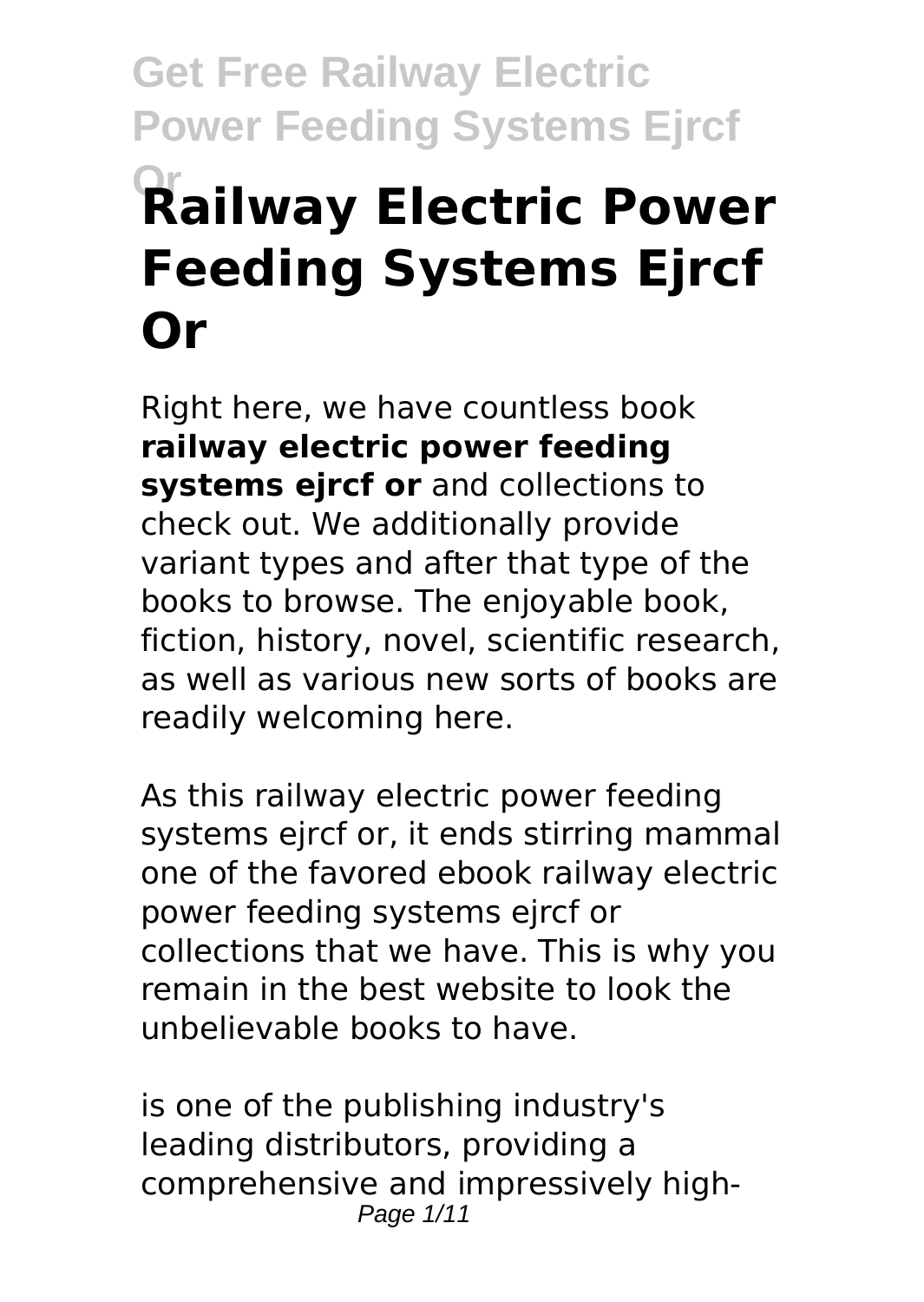# Railway Electric Power Feeding Systems Ejrcf Or

Right here, we have countless book **railway electric power feeding systems ejrcf or** and collections to check out. We additionally provide variant types and after that type of the books to browse. The enjoyable book, fiction, history, novel, scientific research, as well as various new sorts of books are readily welcoming here.

As this railway electric power feeding systems ejrcf or, it ends stirring mammal one of the favored ebook railway electric power feeding systems ejrcf or collections that we have. This is why you remain in the best website to look the unbelievable books to have.

is one of the publishing industry's leading distributors, providing a comprehensive and impressively high-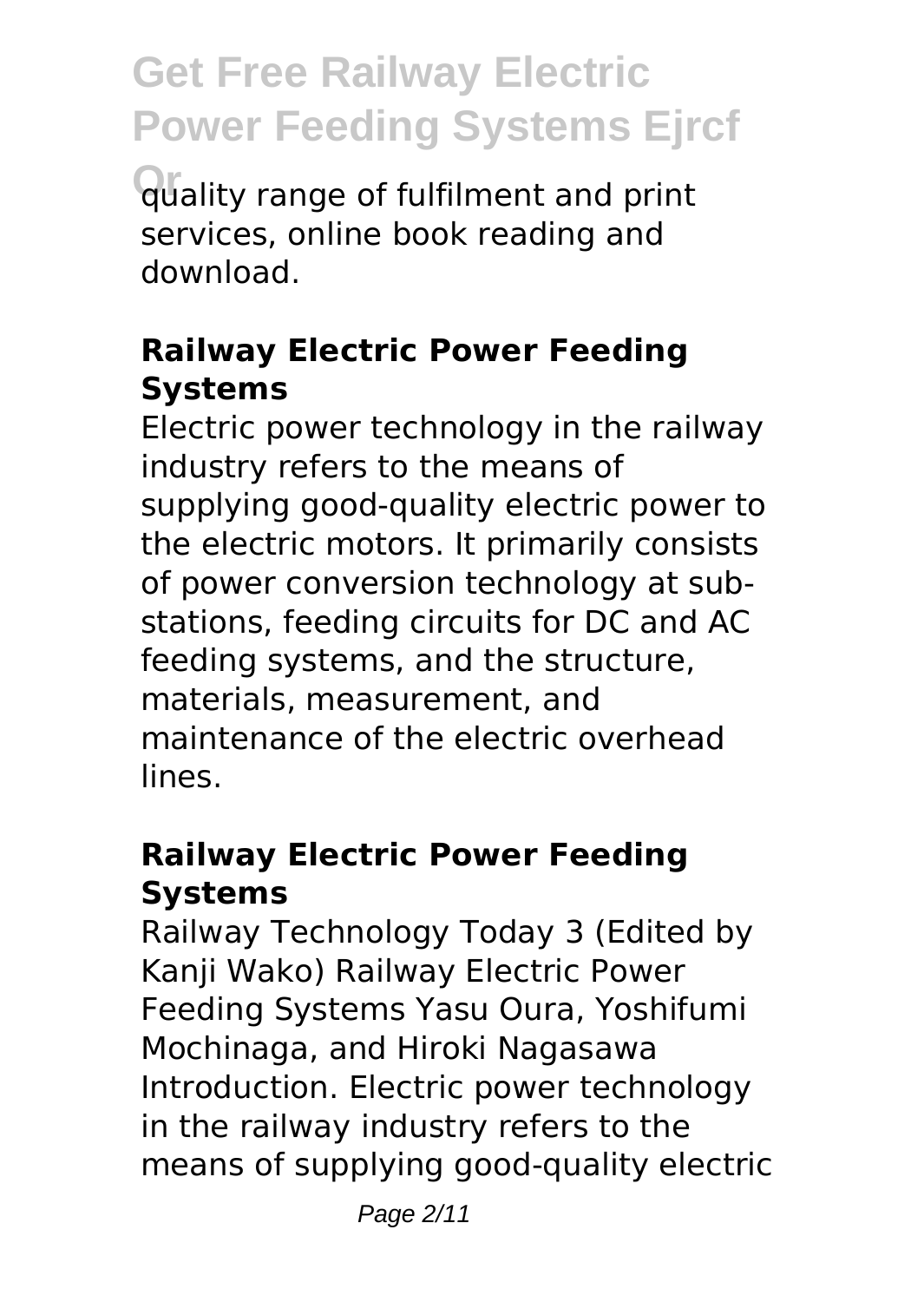quality range of fulfilment and print services, online book reading and download.

## Railway Electric Power Feeding Systems

Electric power technology in the railway industry refers to the means of supplying good-quality electric power to the electric motors. It primarily consists of power conversion technology at sub-stations, feeding circuits for DC and AC feeding systems, and the structure, materials, measurement, and maintenance of the electric overhead lines.

## Railway Electric Power Feeding Systems

Railway Technology Today 3 (Edited by Kanji Wako) Railway Electric Power Feeding Systems Yasu Oura, Yoshifumi Mochinaga, and Hiroki Nagasawa Introduction. Electric power technology in the railway industry refers to the means of supplying good-quality electric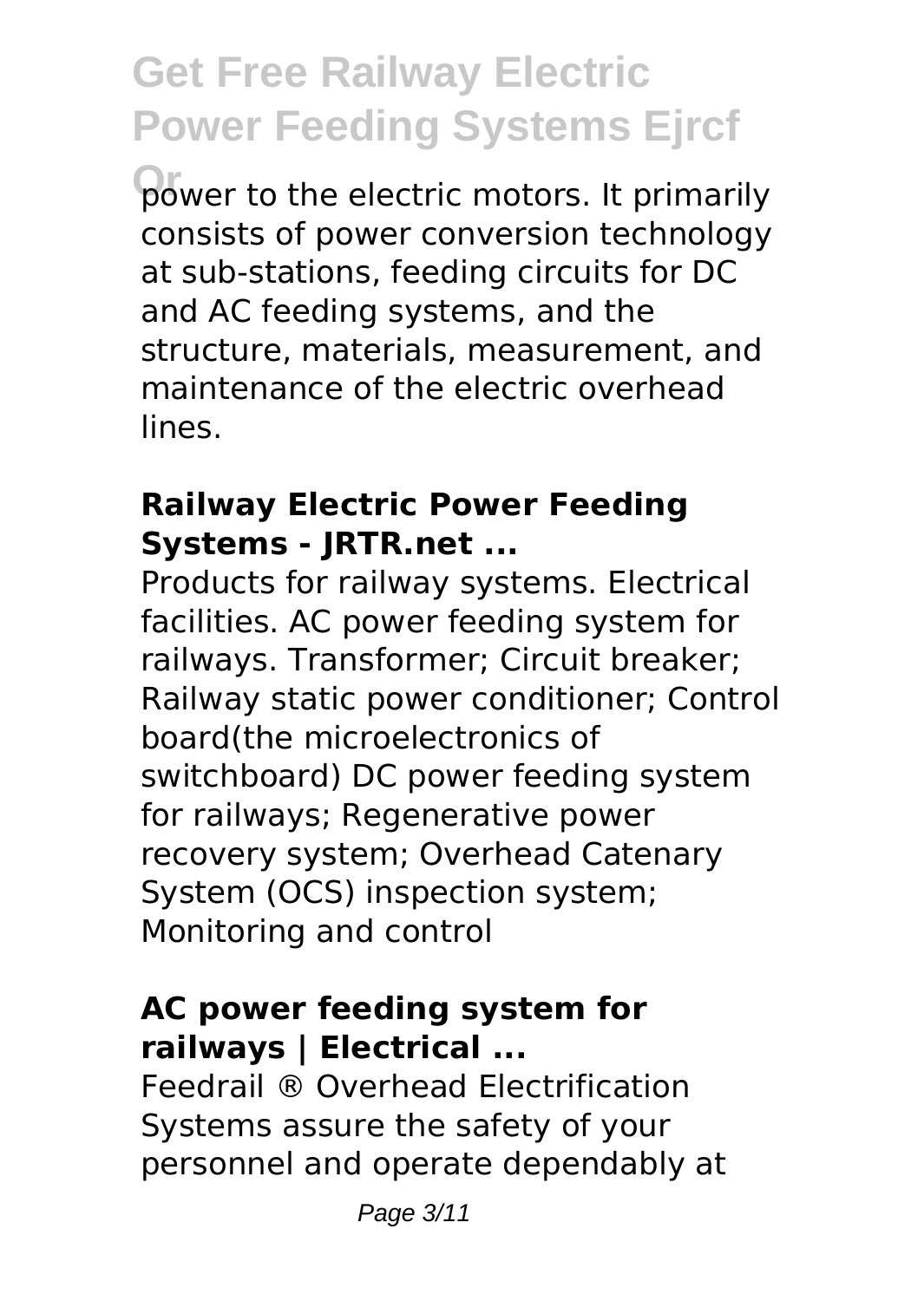power to the electric motors. It primarily consists of power conversion technology at sub-stations, feeding circuits for DC and AC feeding systems, and the structure, materials, measurement, and maintenance of the electric overhead lines.

### Railway Electric Power Feeding Systems - JRTR.net ...

Products for railway systems. Electrical facilities. AC power feeding system for railways. Transformer; Circuit breaker; Railway static power conditioner; Control board(the microelectronics of switchboard) DC power feeding system for railways; Regenerative power recovery system; Overhead Catenary System (OCS) inspection system; Monitoring and control

### AC power feeding system for railways | Electrical ...

Feedrail ® Overhead Electrification Systems assure the safety of your personnel and operate dependably at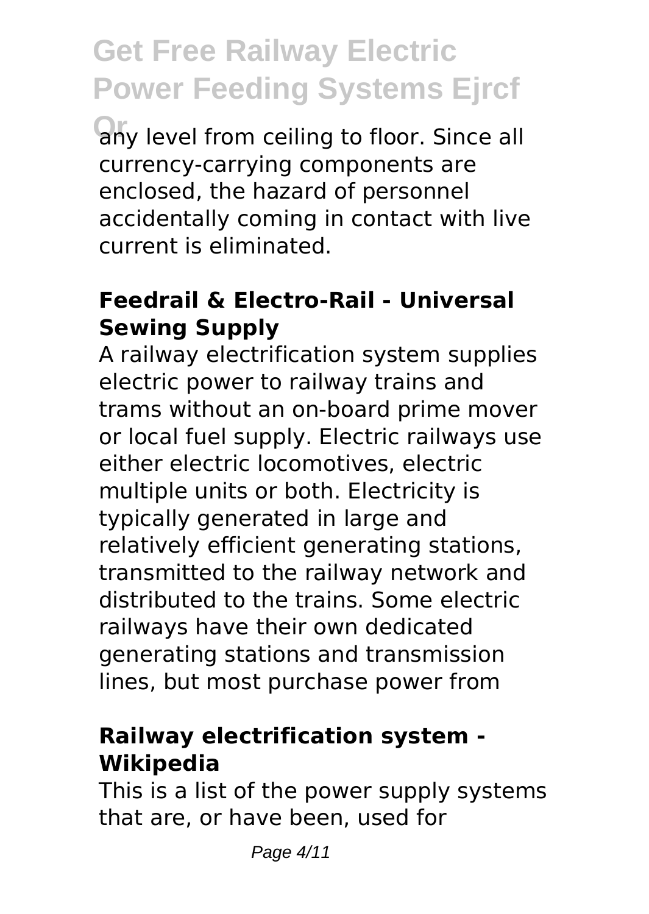any level from ceiling to floor. Since all currency-carrying components are enclosed, the hazard of personnel accidentally coming in contact with live current is eliminated.

### Feedrail & Electro-Rail - Universal Sewing Supply

A railway electrification system supplies electric power to railway trains and trams without an on-board prime mover or local fuel supply. Electric railways use either electric locomotives, electric multiple units or both. Electricity is typically generated in large and relatively efficient generating stations, transmitted to the railway network and distributed to the trains. Some electric railways have their own dedicated generating stations and transmission lines, but most purchase power from

### Railway electrification system - Wikipedia

This is a list of the power supply systems that are, or have been, used for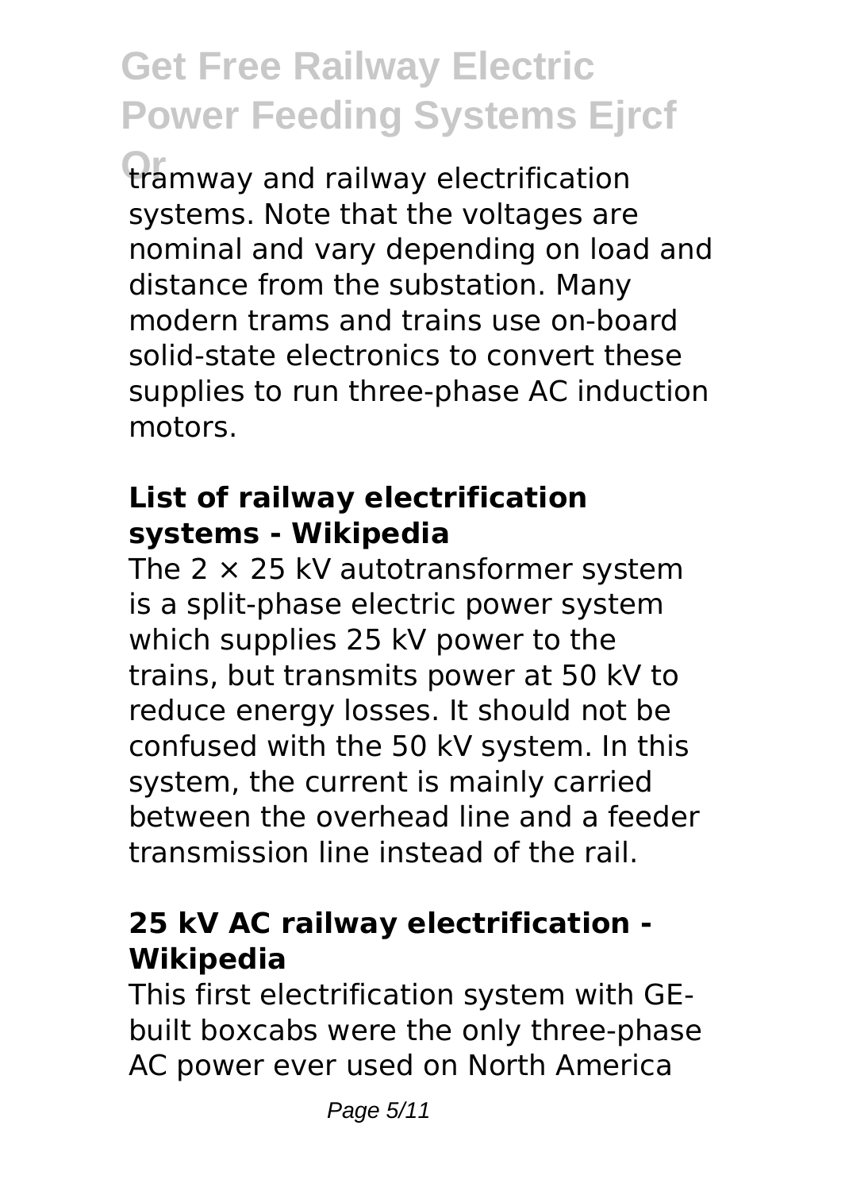tramway and railway electrification systems. Note that the voltages are nominal and vary depending on load and distance from the substation. Many modern trams and trains use on-board solid-state electronics to convert these supplies to run three-phase AC induction motors.

### List of railway electrification systems - Wikipedia

The 2 × 25 kV autotransformer system is a split-phase electric power system which supplies 25 kV power to the trains, but transmits power at 50 kV to reduce energy losses. It should not be confused with the 50 kV system. In this system, the current is mainly carried between the overhead line and a feeder transmission line instead of the rail.

### 25 kV AC railway electrification - Wikipedia

This first electrification system with GE-built boxcabs were the only three-phase AC power ever used on North America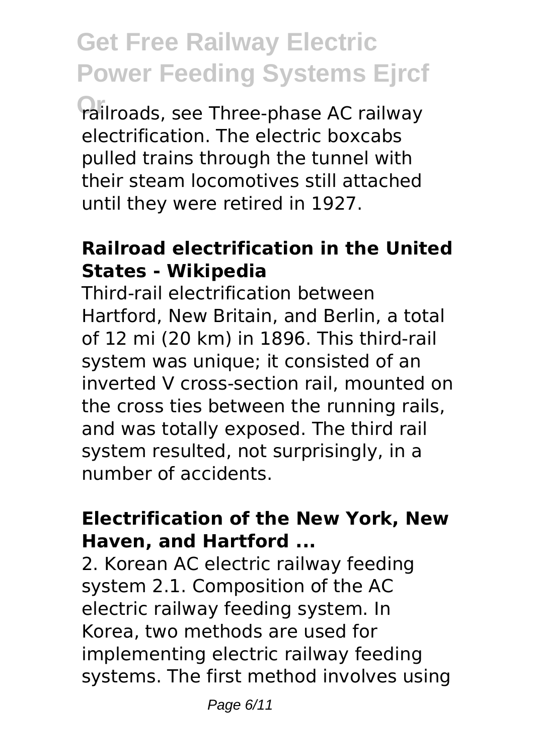railroads, see Three-phase AC railway electrification. The electric boxcabs pulled trains through the tunnel with their steam locomotives still attached until they were retired in 1927.

### Railroad electrification in the United States - Wikipedia

Third-rail electrification between Hartford, New Britain, and Berlin, a total of 12 mi (20 km) in 1896. This third-rail system was unique; it consisted of an inverted V cross-section rail, mounted on the cross ties between the running rails, and was totally exposed. The third rail system resulted, not surprisingly, in a number of accidents.

### Electrification of the New York, New Haven, and Hartford ...

2. Korean AC electric railway feeding system 2.1. Composition of the AC electric railway feeding system. In Korea, two methods are used for implementing electric railway feeding systems. The first method involves using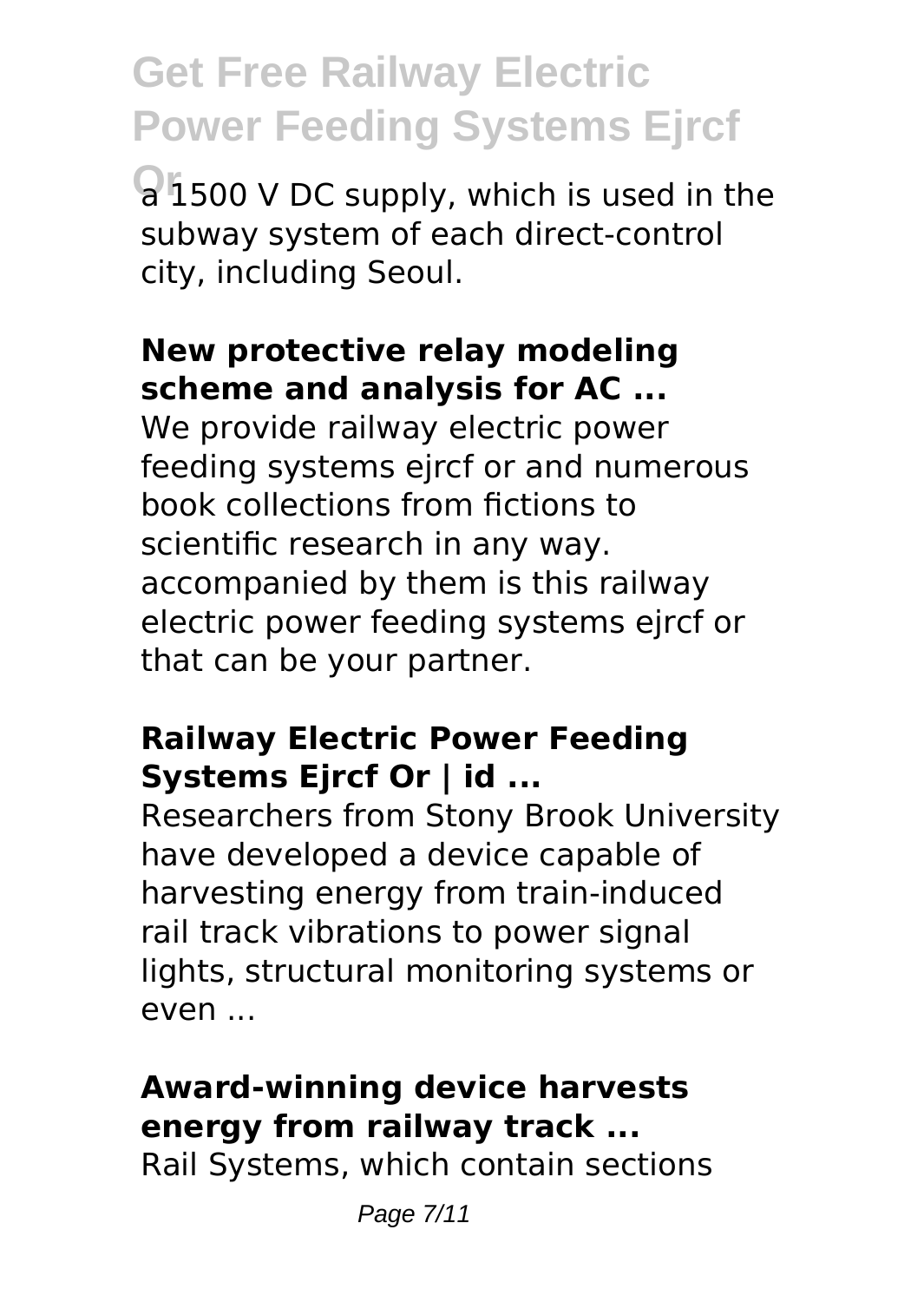a 1500 V DC supply, which is used in the subway system of each direct-control city, including Seoul.

### **New protective relay modeling scheme and analysis for AC ...**

We provide railway electric power feeding systems ejrcf or and numerous book collections from fictions to scientific research in any way. accompanied by them is this railway electric power feeding systems ejrcf or that can be your partner.

### **Railway Electric Power Feeding Systems Ejrcf Or | id ...**

Researchers from Stony Brook University have developed a device capable of harvesting energy from train-induced rail track vibrations to power signal lights, structural monitoring systems or even ...

### **Award-winning device harvests energy from railway track ...**

Rail Systems, which contain sections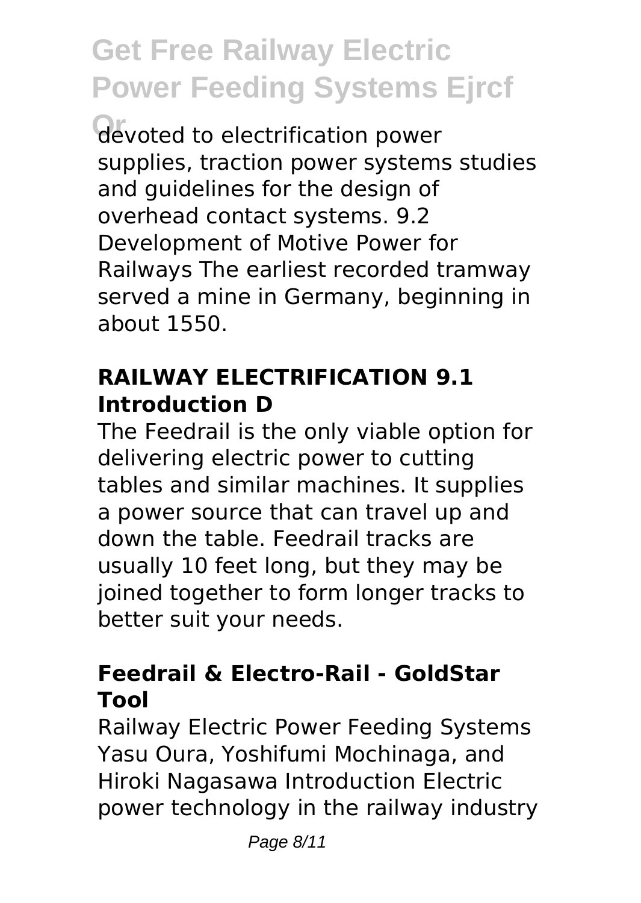devoted to electrification power supplies, traction power systems studies and guidelines for the design of overhead contact systems. 9.2 Development of Motive Power for Railways The earliest recorded tramway served a mine in Germany, beginning in about 1550.

### RAILWAY ELECTRIFICATION 9.1 Introduction D

The Feedrail is the only viable option for delivering electric power to cutting tables and similar machines. It supplies a power source that can travel up and down the table. Feedrail tracks are usually 10 feet long, but they may be joined together to form longer tracks to better suit your needs.

### Feedrail & Electro-Rail - GoldStar Tool

Railway Electric Power Feeding Systems Yasu Oura, Yoshifumi Mochinaga, and Hiroki Nagasawa Introduction Electric power technology in the railway industry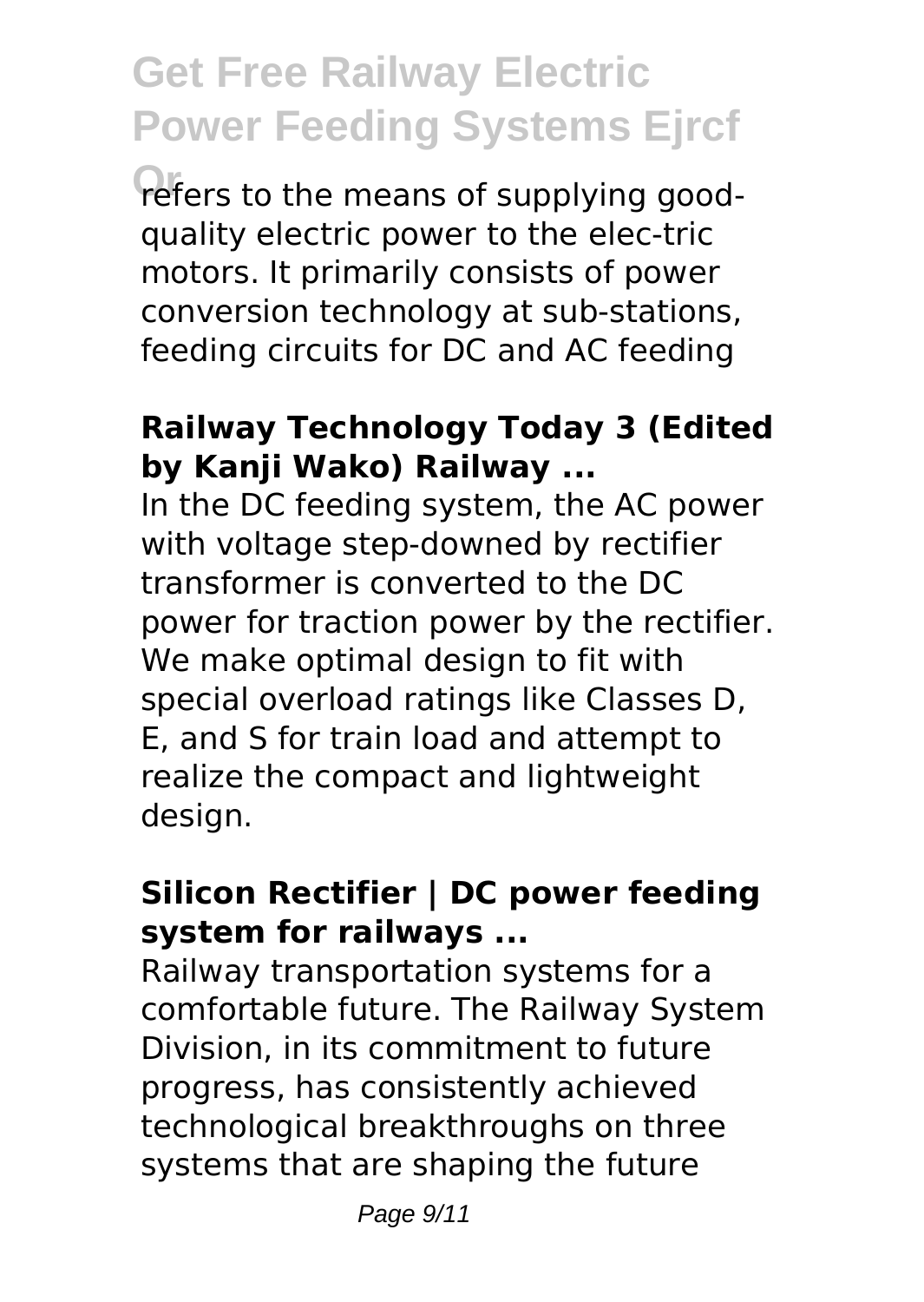refers to the means of supplying good-quality electric power to the elec-tric motors. It primarily consists of power conversion technology at sub-stations, feeding circuits for DC and AC feeding

### Railway Technology Today 3 (Edited by Kanji Wako) Railway ...

In the DC feeding system, the AC power with voltage step-downed by rectifier transformer is converted to the DC power for traction power by the rectifier. We make optimal design to fit with special overload ratings like Classes D, E, and S for train load and attempt to realize the compact and lightweight design.

### Silicon Rectifier | DC power feeding system for railways ...

Railway transportation systems for a comfortable future. The Railway System Division, in its commitment to future progress, has consistently achieved technological breakthroughs on three systems that are shaping the future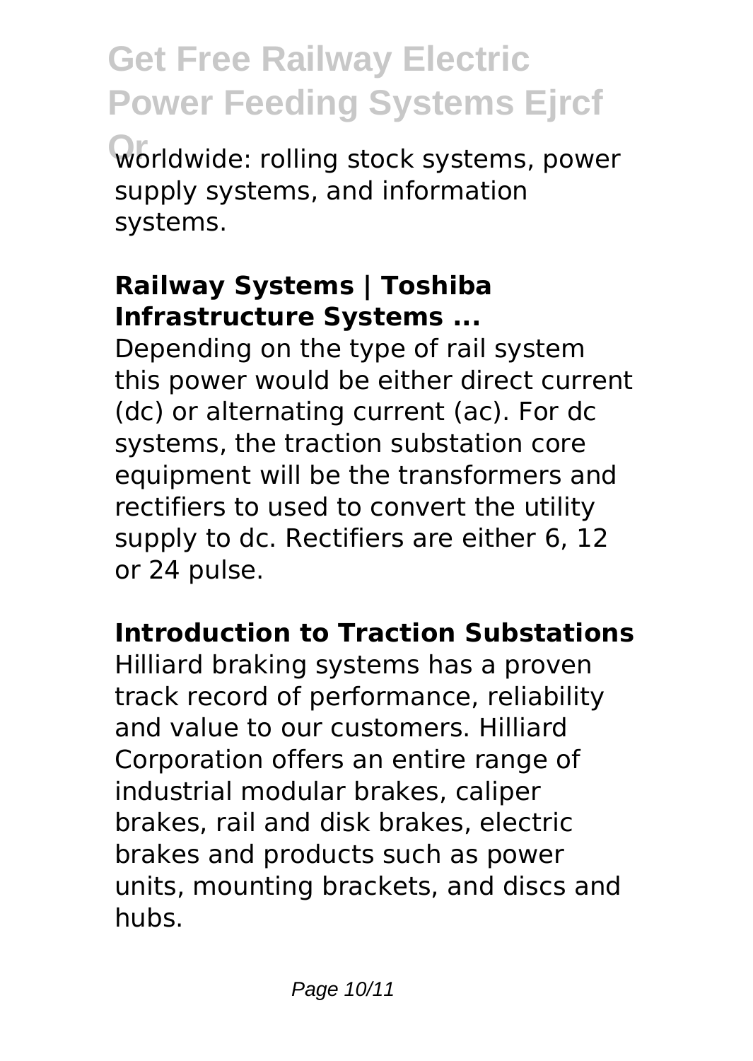worldwide: rolling stock systems, power supply systems, and information systems.

**Railway Systems | Toshiba Infrastructure Systems ...**

Depending on the type of rail system this power would be either direct current (dc) or alternating current (ac). For dc systems, the traction substation core equipment will be the transformers and rectifiers to used to convert the utility supply to dc. Rectifiers are either 6, 12 or 24 pulse.

**Introduction to Traction Substations**

Hilliard braking systems has a proven track record of performance, reliability and value to our customers. Hilliard Corporation offers an entire range of industrial modular brakes, caliper brakes, rail and disk brakes, electric brakes and products such as power units, mounting brackets, and discs and hubs.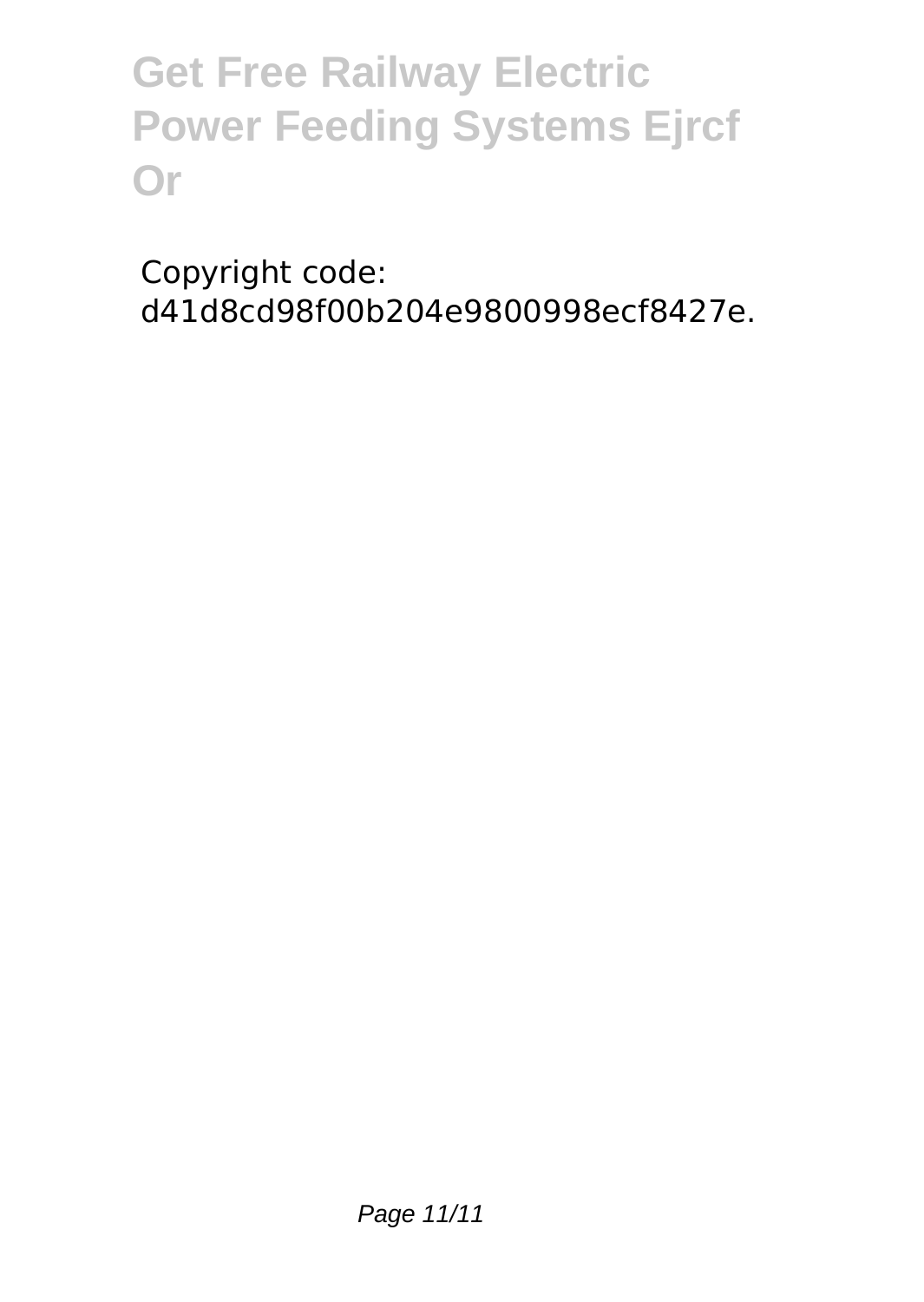Copyright code: d41d8cd98f00b204e9800998ecf8427e.